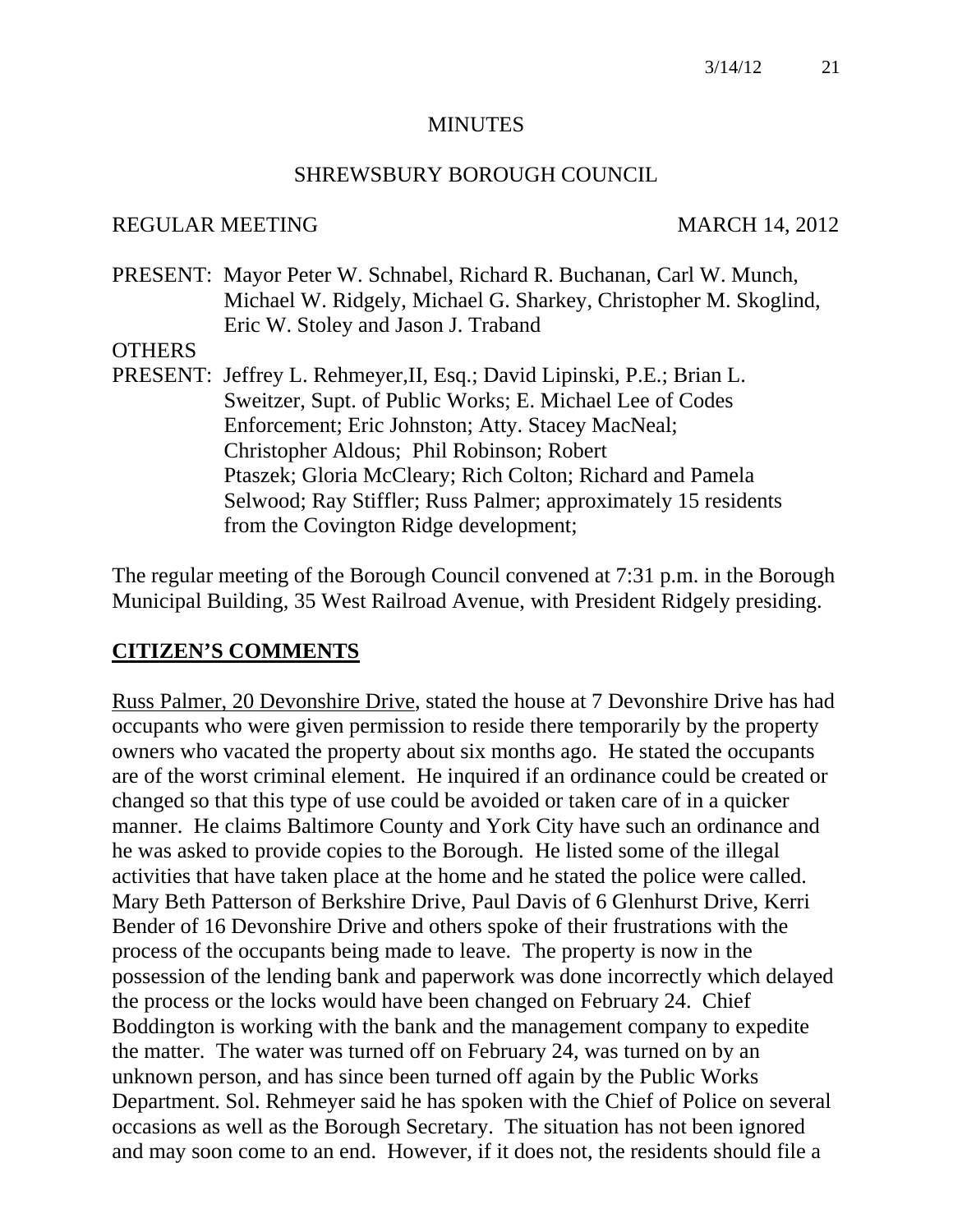MINUTES

SHREWSBURY BOROUGH COUNCIL

REGULAR MEETING MARCH 14, 2012

PRESENT: Mayor Peter W. Schnabel, Richard R. Buchanan, Carl W. Munch, Michael W. Ridgely, Michael G. Sharkey, Christopher M. Skoglind, Eric W. Stoley and Jason J. Traband

OTHERS PRESENT: Jeffrey L. Rehmeyer,II, Esq.; David Lipinski, P.E.; Brian L. Sweitzer, Supt. of Public Works; E. Michael Lee of Codes Enforcement; Eric Johnston; Atty. Stacey MacNeal; Christopher Aldous; Phil Robinson; Robert Ptaszek; Gloria McCleary; Rich Colton; Richard and Pamela Selwood; Ray Stiffler; Russ Palmer; approximately 15 residents from the Covington Ridge development;

The regular meeting of the Borough Council convened at 7:31 p.m. in the Borough Municipal Building, 35 West Railroad Avenue, with President Ridgely presiding.

## CITIZEN'S COMMENTS

Russ Palmer, 20 Devonshire Drive, stated the house at 7 Devonshire Drive has had occupants who were given permission to reside there temporarily by the property owners who vacated the property about six months ago. He stated the occupants are of the worst criminal element. He inquired if an ordinance could be created or changed so that this type of use could be avoided or taken care of in a quicker manner. He claims Baltimore County and York City have such an ordinance and he was asked to provide copies to the Borough. He listed some of the illegal activities that have taken place at the home and he stated the police were called. Mary Beth Patterson of Berkshire Drive, Paul Davis of 6 Glenhurst Drive, Kerri Bender of 16 Devonshire Drive and others spoke of their frustrations with the process of the occupants being made to leave. The property is now in the possession of the lending bank and paperwork was done incorrectly which delayed the process or the locks would have been changed on February 24. Chief Boddington is working with the bank and the management company to expedite the matter. The water was turned off on February 24, was turned on by an unknown person, and has since been turned off again by the Public Works Department. Sol. Rehmeyer said he has spoken with the Chief of Police on several occasions as well as the Borough Secretary. The situation has not been ignored and may soon come to an end. However, if it does not, the residents should file a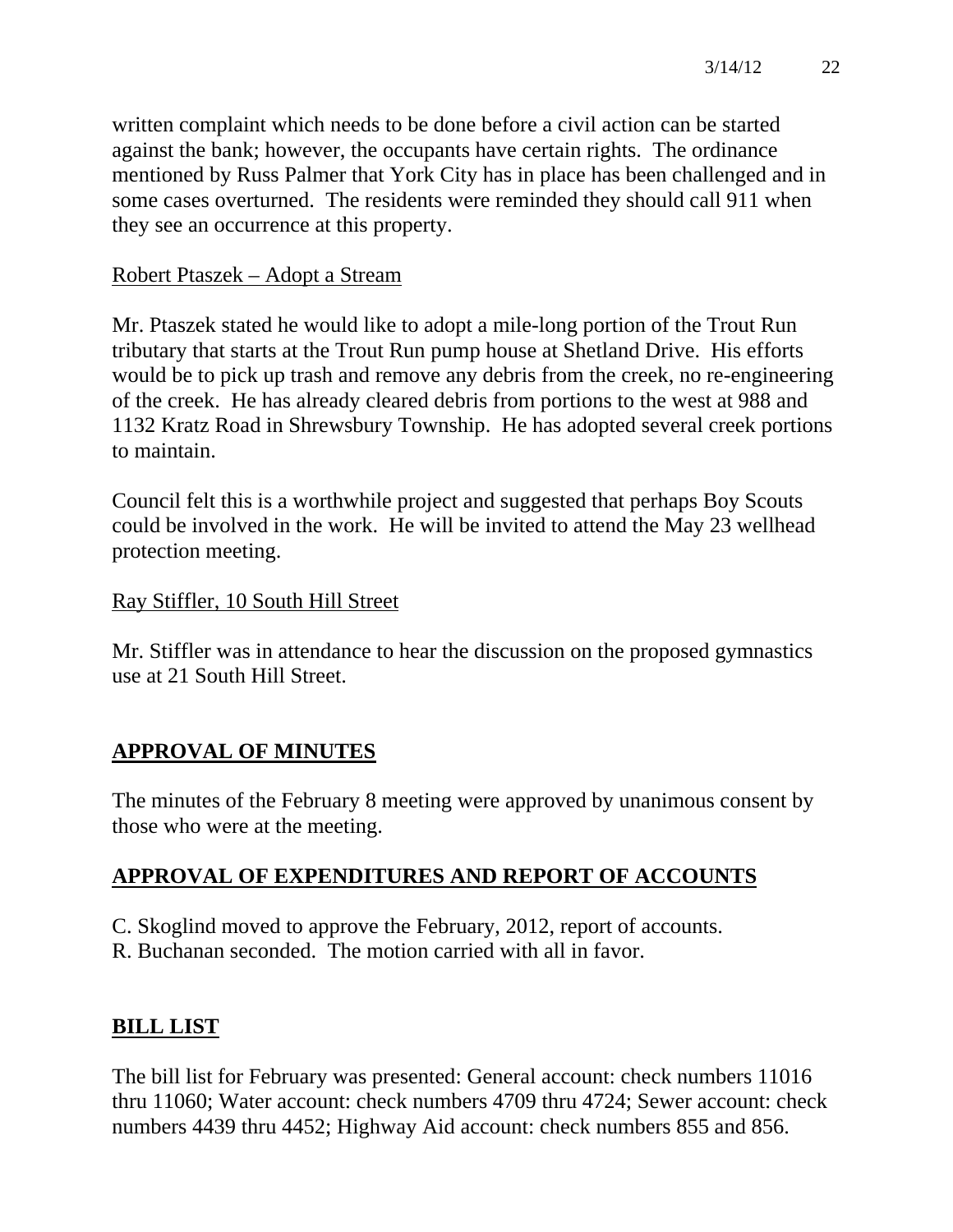written complaint which needs to be done before a civil action can be started against the bank; however, the occupants have certain rights. The ordinance mentioned by Russ Palmer that York City has in place has been challenged and in some cases overturned. The residents were reminded they should call 911 when they see an occurrence at this property.

Robert Ptaszek – Adopt a Stream

Mr. Ptaszek stated he would like to adopt a mile-long portion of the Trout Run tributary that starts at the Trout Run pump house at Shetland Drive. His efforts would be to pick up trash and remove any debris from the creek, no re-engineering of the creek. He has already cleared debris from portions to the west at 988 and 1132 Kratz Road in Shrewsbury Township. He has adopted several creek portions to maintain.

Council felt this is a worthwhile project and suggested that perhaps Boy Scouts could be involved in the work. He will be invited to attend the May 23 wellhead protection meeting.

Ray Stiffler, 10 South Hill Street

Mr. Stiffler was in attendance to hear the discussion on the proposed gymnastics use at 21 South Hill Street.

## APPROVAL OF MINUTES

The minutes of the February 8 meeting were approved by unanimous consent by those who were at the meeting.

## APPROVAL OF EXPENDITURES AND REPORT OF ACCOUNTS

C. Skoglind moved to approve the February, 2012, report of accounts.
R. Buchanan seconded. The motion carried with all in favor.

## BILL LIST

The bill list for February was presented: General account: check numbers 11016 thru 11060; Water account: check numbers 4709 thru 4724; Sewer account: check numbers 4439 thru 4452; Highway Aid account: check numbers 855 and 856.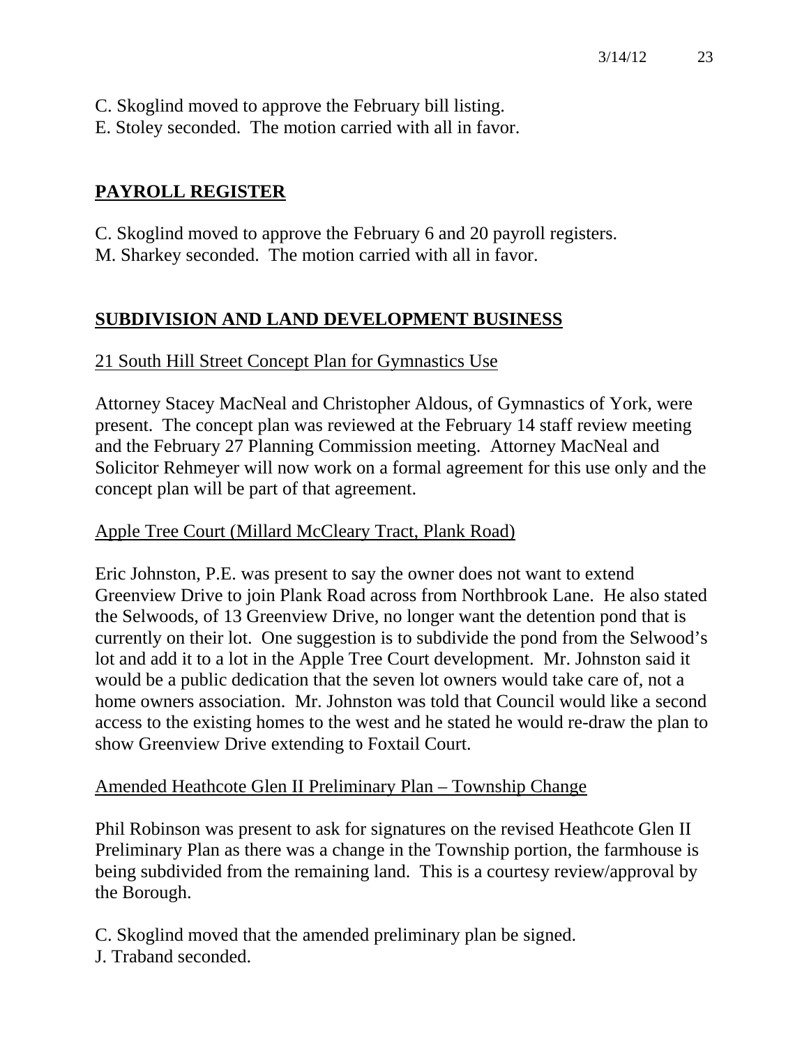C. Skoglind moved to approve the February bill listing.
E. Stoley seconded. The motion carried with all in favor.

## PAYROLL REGISTER

C. Skoglind moved to approve the February 6 and 20 payroll registers.
M. Sharkey seconded. The motion carried with all in favor.

## SUBDIVISION AND LAND DEVELOPMENT BUSINESS

### 21 South Hill Street Concept Plan for Gymnastics Use

Attorney Stacey MacNeal and Christopher Aldous, of Gymnastics of York, were present. The concept plan was reviewed at the February 14 staff review meeting and the February 27 Planning Commission meeting. Attorney MacNeal and Solicitor Rehmeyer will now work on a formal agreement for this use only and the concept plan will be part of that agreement.

### Apple Tree Court (Millard McCleary Tract, Plank Road)

Eric Johnston, P.E. was present to say the owner does not want to extend Greenview Drive to join Plank Road across from Northbrook Lane. He also stated the Selwoods, of 13 Greenview Drive, no longer want the detention pond that is currently on their lot. One suggestion is to subdivide the pond from the Selwood's lot and add it to a lot in the Apple Tree Court development. Mr. Johnston said it would be a public dedication that the seven lot owners would take care of, not a home owners association. Mr. Johnston was told that Council would like a second access to the existing homes to the west and he stated he would re-draw the plan to show Greenview Drive extending to Foxtail Court.

### Amended Heathcote Glen II Preliminary Plan – Township Change

Phil Robinson was present to ask for signatures on the revised Heathcote Glen II Preliminary Plan as there was a change in the Township portion, the farmhouse is being subdivided from the remaining land. This is a courtesy review/approval by the Borough.

C. Skoglind moved that the amended preliminary plan be signed.
J. Traband seconded.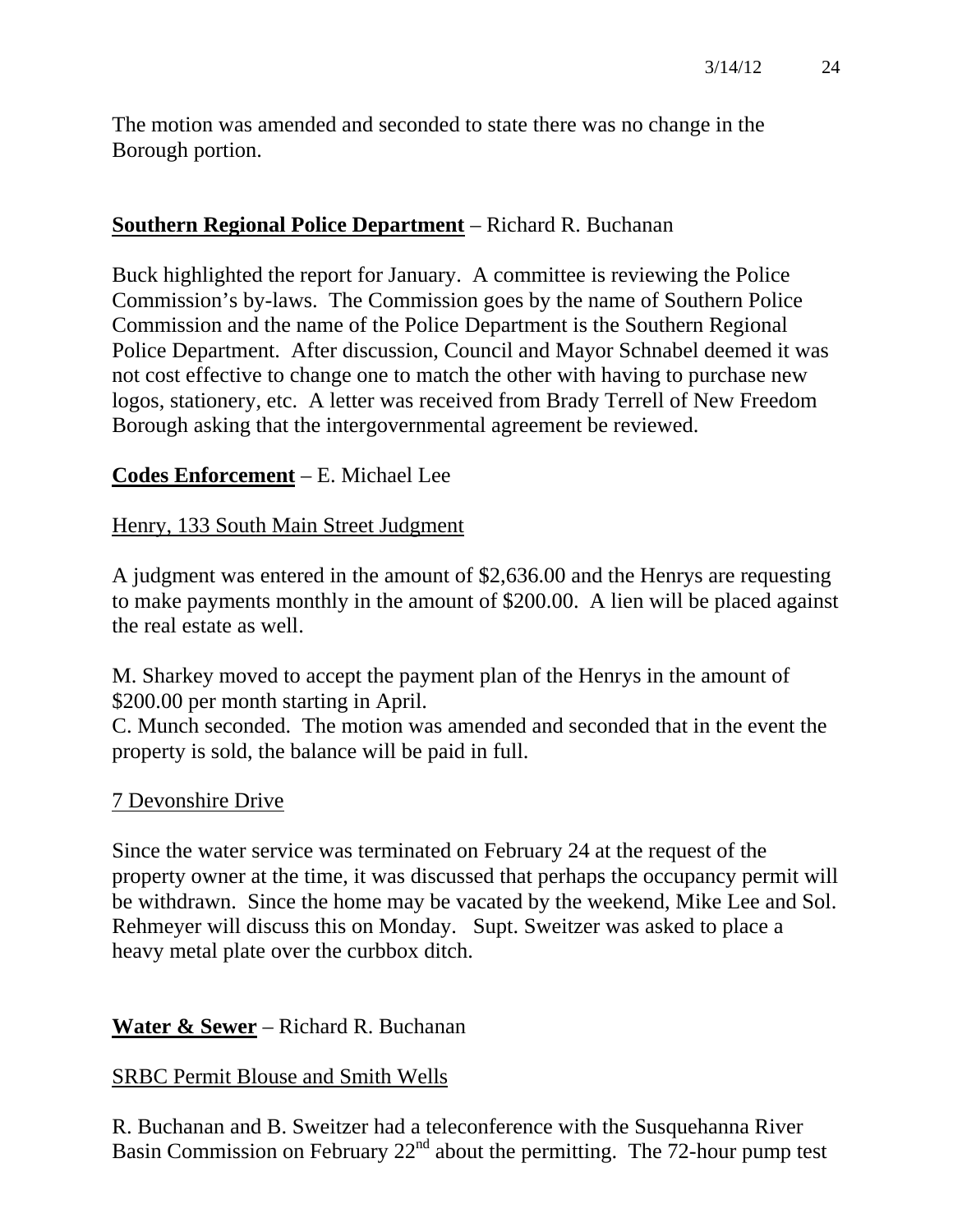The motion was amended and seconded to state there was no change in the Borough portion.

**<u>Southern Regional Police Department</u>** – Richard R. Buchanan

Buck highlighted the report for January. A committee is reviewing the Police Commission's by-laws. The Commission goes by the name of Southern Police Commission and the name of the Police Department is the Southern Regional Police Department. After discussion, Council and Mayor Schnabel deemed it was not cost effective to change one to match the other with having to purchase new logos, stationery, etc. A letter was received from Brady Terrell of New Freedom Borough asking that the intergovernmental agreement be reviewed.

**<u>Codes Enforcement</u>** – E. Michael Lee

<u>Henry, 133 South Main Street Judgment</u>

A judgment was entered in the amount of $2,636.00 and the Henrys are requesting to make payments monthly in the amount of $200.00. A lien will be placed against the real estate as well.

M. Sharkey moved to accept the payment plan of the Henrys in the amount of $200.00 per month starting in April.
C. Munch seconded. The motion was amended and seconded that in the event the property is sold, the balance will be paid in full.

<u>7 Devonshire Drive</u>

Since the water service was terminated on February 24 at the request of the property owner at the time, it was discussed that perhaps the occupancy permit will be withdrawn. Since the home may be vacated by the weekend, Mike Lee and Sol. Rehmeyer will discuss this on Monday. Supt. Sweitzer was asked to place a heavy metal plate over the curbbox ditch.

**<u>Water & Sewer</u>** – Richard R. Buchanan

<u>SRBC Permit Blouse and Smith Wells</u>

R. Buchanan and B. Sweitzer had a teleconference with the Susquehanna River Basin Commission on February 22nd about the permitting. The 72-hour pump test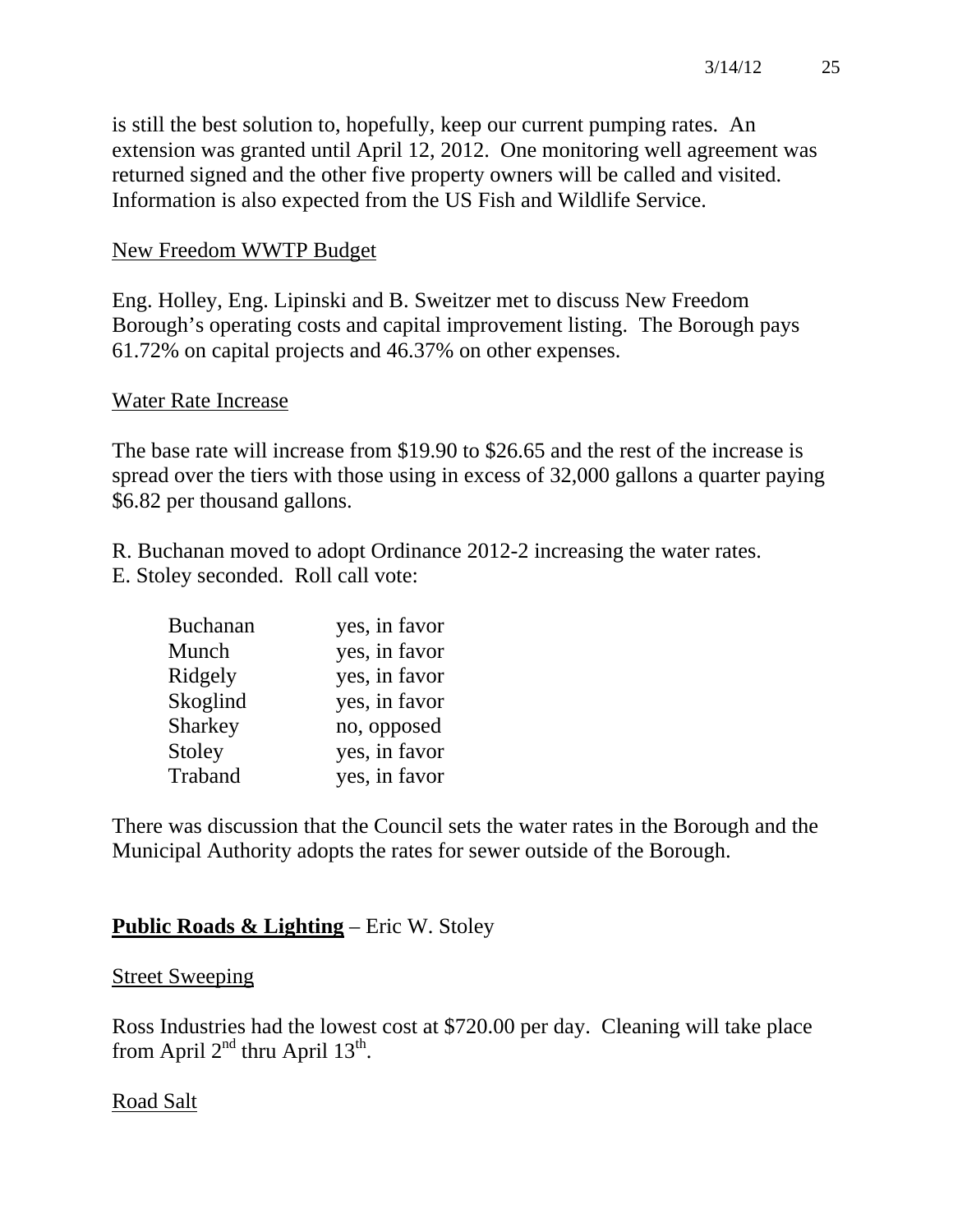is still the best solution to, hopefully, keep our current pumping rates. An extension was granted until April 12, 2012. One monitoring well agreement was returned signed and the other five property owners will be called and visited. Information is also expected from the US Fish and Wildlife Service.

New Freedom WWTP Budget

Eng. Holley, Eng. Lipinski and B. Sweitzer met to discuss New Freedom Borough's operating costs and capital improvement listing. The Borough pays 61.72% on capital projects and 46.37% on other expenses.

Water Rate Increase

The base rate will increase from $19.90 to $26.65 and the rest of the increase is spread over the tiers with those using in excess of 32,000 gallons a quarter paying $6.82 per thousand gallons.

R. Buchanan moved to adopt Ordinance 2012-2 increasing the water rates.
E. Stoley seconded. Roll call vote:

| | |
|---|---|
| Buchanan | yes, in favor |
| Munch | yes, in favor |
| Ridgely | yes, in favor |
| Skoglind | yes, in favor |
| Sharkey | no, opposed |
| Stoley | yes, in favor |
| Traband | yes, in favor |

There was discussion that the Council sets the water rates in the Borough and the Municipal Authority adopts the rates for sewer outside of the Borough.

## **Public Roads & Lighting** – Eric W. Stoley

Street Sweeping

Ross Industries had the lowest cost at $720.00 per day. Cleaning will take place from April 2nd thru April 13th.

Road Salt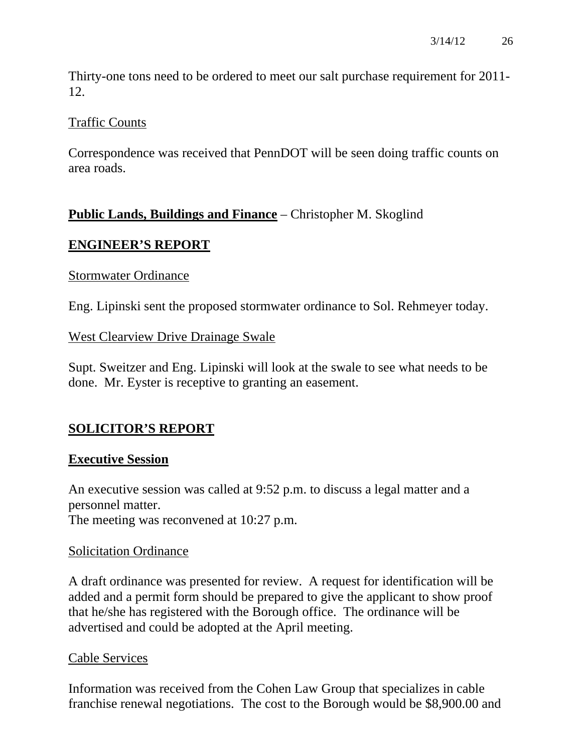Thirty-one tons need to be ordered to meet our salt purchase requirement for 2011-12.

Traffic Counts

Correspondence was received that PennDOT will be seen doing traffic counts on area roads.

**Public Lands, Buildings and Finance** – Christopher M. Skoglind

## ENGINEER'S REPORT

Stormwater Ordinance

Eng. Lipinski sent the proposed stormwater ordinance to Sol. Rehmeyer today.

West Clearview Drive Drainage Swale

Supt. Sweitzer and Eng. Lipinski will look at the swale to see what needs to be done. Mr. Eyster is receptive to granting an easement.

## SOLICITOR'S REPORT

### Executive Session

An executive session was called at 9:52 p.m. to discuss a legal matter and a personnel matter.
The meeting was reconvened at 10:27 p.m.

Solicitation Ordinance

A draft ordinance was presented for review. A request for identification will be added and a permit form should be prepared to give the applicant to show proof that he/she has registered with the Borough office. The ordinance will be advertised and could be adopted at the April meeting.

Cable Services

Information was received from the Cohen Law Group that specializes in cable franchise renewal negotiations. The cost to the Borough would be $8,900.00 and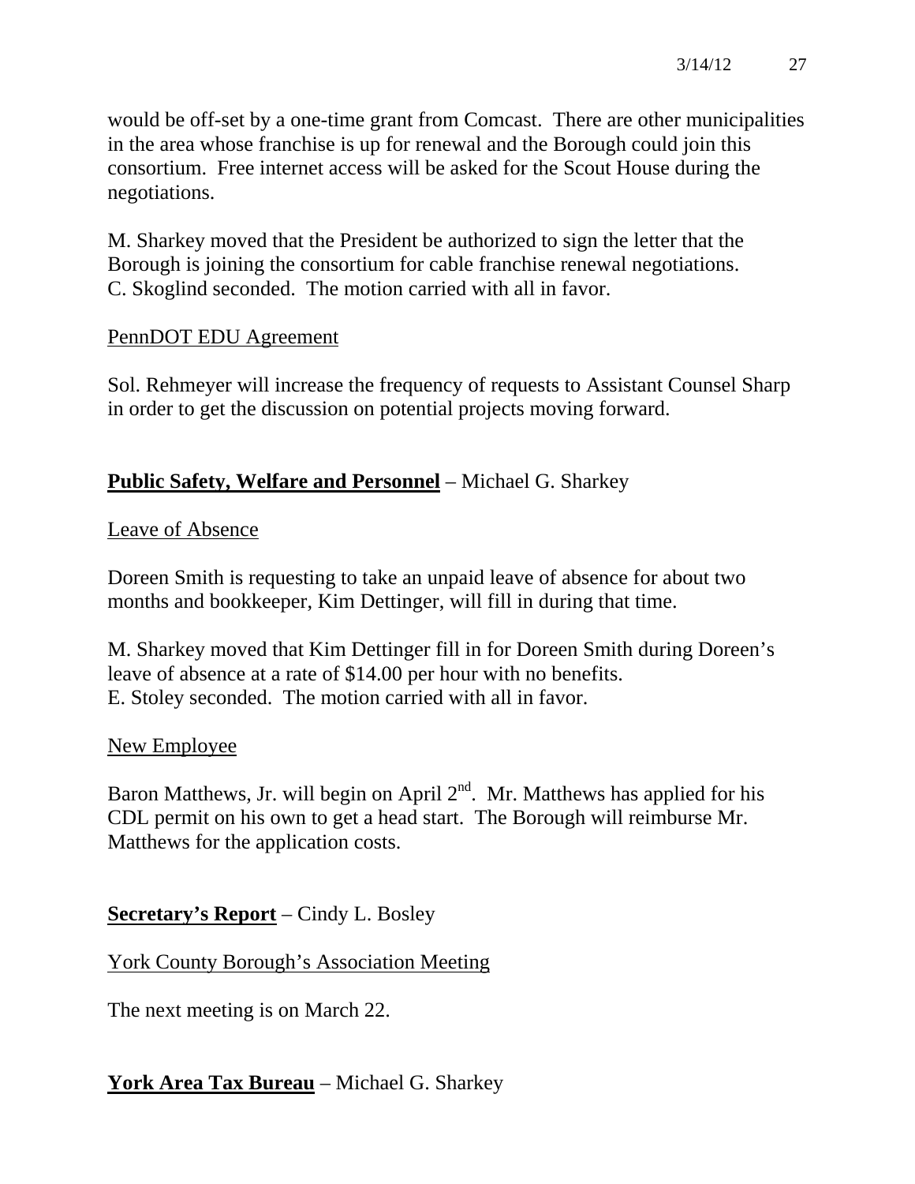would be off-set by a one-time grant from Comcast. There are other municipalities in the area whose franchise is up for renewal and the Borough could join this consortium. Free internet access will be asked for the Scout House during the negotiations.

M. Sharkey moved that the President be authorized to sign the letter that the Borough is joining the consortium for cable franchise renewal negotiations. C. Skoglind seconded. The motion carried with all in favor.

PennDOT EDU Agreement

Sol. Rehmeyer will increase the frequency of requests to Assistant Counsel Sharp in order to get the discussion on potential projects moving forward.

**Public Safety, Welfare and Personnel** – Michael G. Sharkey

Leave of Absence

Doreen Smith is requesting to take an unpaid leave of absence for about two months and bookkeeper, Kim Dettinger, will fill in during that time.

M. Sharkey moved that Kim Dettinger fill in for Doreen Smith during Doreen's leave of absence at a rate of $14.00 per hour with no benefits. E. Stoley seconded. The motion carried with all in favor.

New Employee

Baron Matthews, Jr. will begin on April 2nd. Mr. Matthews has applied for his CDL permit on his own to get a head start. The Borough will reimburse Mr. Matthews for the application costs.

**Secretary's Report** – Cindy L. Bosley

York County Borough's Association Meeting

The next meeting is on March 22.

**York Area Tax Bureau** – Michael G. Sharkey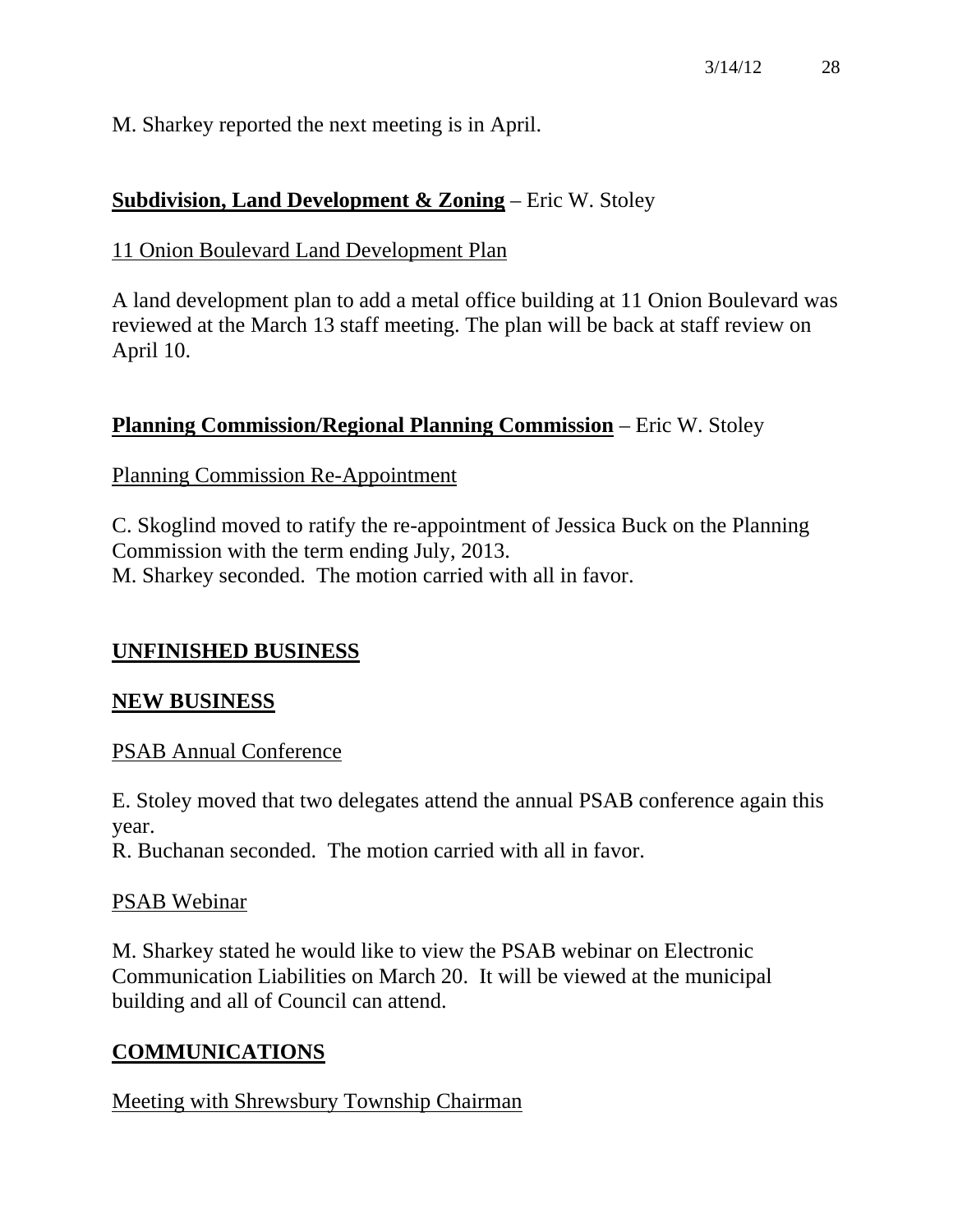M. Sharkey reported the next meeting is in April.

## **Subdivision, Land Development & Zoning** – Eric W. Stoley

11 Onion Boulevard Land Development Plan

A land development plan to add a metal office building at 11 Onion Boulevard was reviewed at the March 13 staff meeting. The plan will be back at staff review on April 10.

## **Planning Commission/Regional Planning Commission** – Eric W. Stoley

Planning Commission Re-Appointment

C. Skoglind moved to ratify the re-appointment of Jessica Buck on the Planning Commission with the term ending July, 2013.
M. Sharkey seconded. The motion carried with all in favor.

## **UNFINISHED BUSINESS**

## **NEW BUSINESS**

PSAB Annual Conference

E. Stoley moved that two delegates attend the annual PSAB conference again this year.
R. Buchanan seconded. The motion carried with all in favor.

PSAB Webinar

M. Sharkey stated he would like to view the PSAB webinar on Electronic Communication Liabilities on March 20. It will be viewed at the municipal building and all of Council can attend.

## **COMMUNICATIONS**

Meeting with Shrewsbury Township Chairman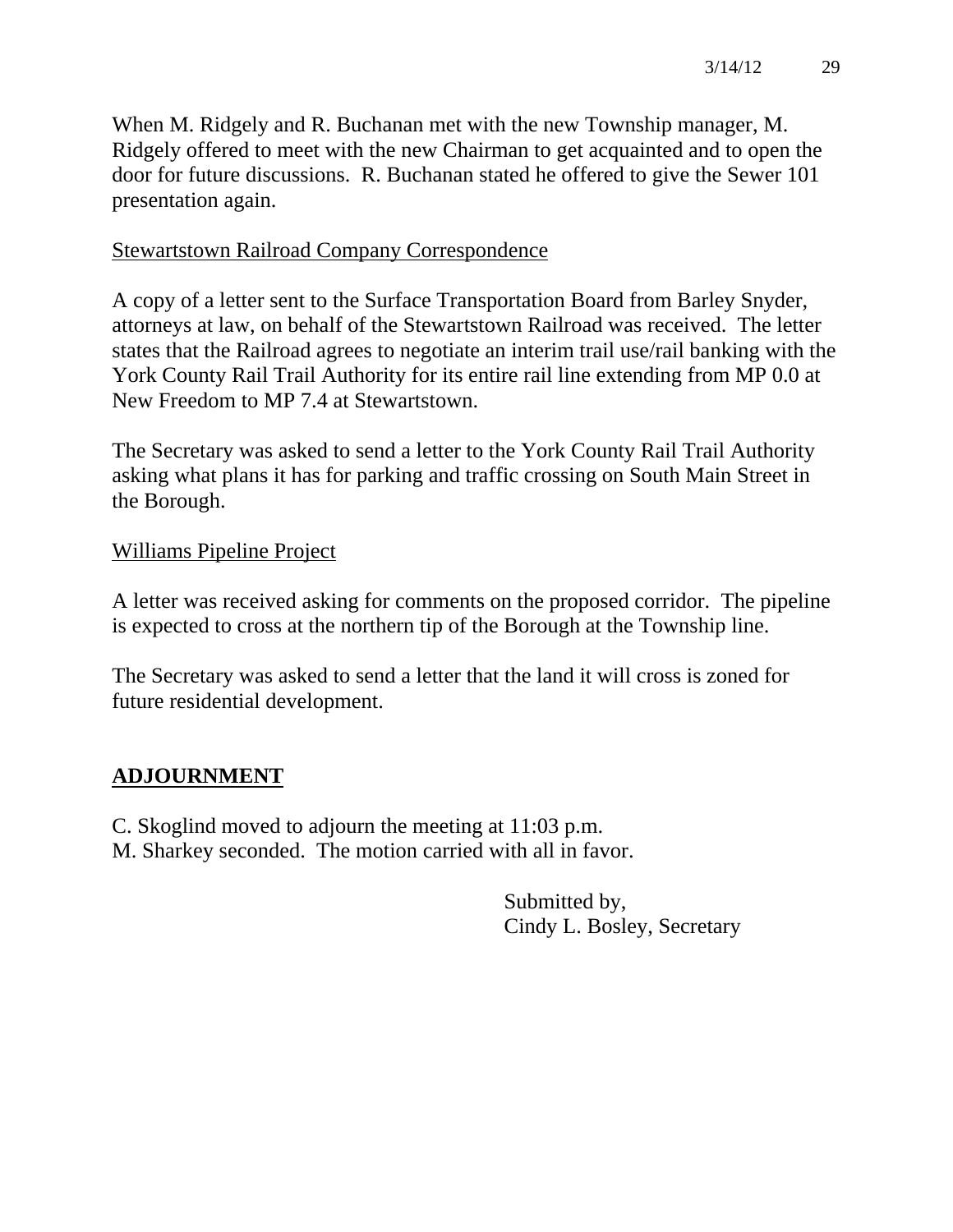When M. Ridgely and R. Buchanan met with the new Township manager, M. Ridgely offered to meet with the new Chairman to get acquainted and to open the door for future discussions. R. Buchanan stated he offered to give the Sewer 101 presentation again.

Stewartstown Railroad Company Correspondence

A copy of a letter sent to the Surface Transportation Board from Barley Snyder, attorneys at law, on behalf of the Stewartstown Railroad was received. The letter states that the Railroad agrees to negotiate an interim trail use/rail banking with the York County Rail Trail Authority for its entire rail line extending from MP 0.0 at New Freedom to MP 7.4 at Stewartstown.

The Secretary was asked to send a letter to the York County Rail Trail Authority asking what plans it has for parking and traffic crossing on South Main Street in the Borough.

Williams Pipeline Project

A letter was received asking for comments on the proposed corridor. The pipeline is expected to cross at the northern tip of the Borough at the Township line.

The Secretary was asked to send a letter that the land it will cross is zoned for future residential development.

## ADJOURNMENT

C. Skoglind moved to adjourn the meeting at 11:03 p.m.
M. Sharkey seconded. The motion carried with all in favor.

Submitted by,
Cindy L. Bosley, Secretary